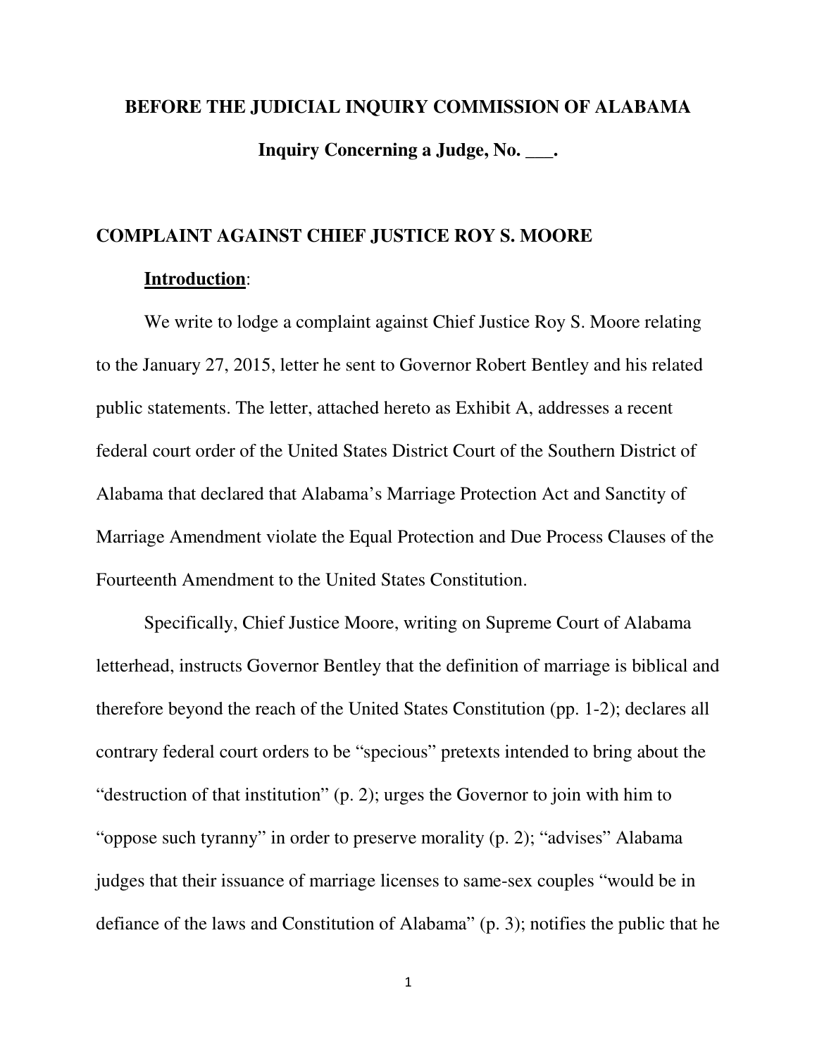# BEFORE THE JUDICIAL INQUIRY COMMISSION OF ALABAMA

**Inquiry Concerning a Judge, No. ___.**

## COMPLAINT AGAINST CHIEF JUSTICE ROY S. MOORE

**<u>Introduction</u>**:

We write to lodge a complaint against Chief Justice Roy S. Moore relating to the January 27, 2015, letter he sent to Governor Robert Bentley and his related public statements. The letter, attached hereto as Exhibit A, addresses a recent federal court order of the United States District Court of the Southern District of Alabama that declared that Alabama's Marriage Protection Act and Sanctity of Marriage Amendment violate the Equal Protection and Due Process Clauses of the Fourteenth Amendment to the United States Constitution.

Specifically, Chief Justice Moore, writing on Supreme Court of Alabama letterhead, instructs Governor Bentley that the definition of marriage is biblical and therefore beyond the reach of the United States Constitution (pp. 1-2); declares all contrary federal court orders to be "specious" pretexts intended to bring about the "destruction of that institution" (p. 2); urges the Governor to join with him to "oppose such tyranny" in order to preserve morality (p. 2); "advises" Alabama judges that their issuance of marriage licenses to same-sex couples "would be in defiance of the laws and Constitution of Alabama" (p. 3); notifies the public that he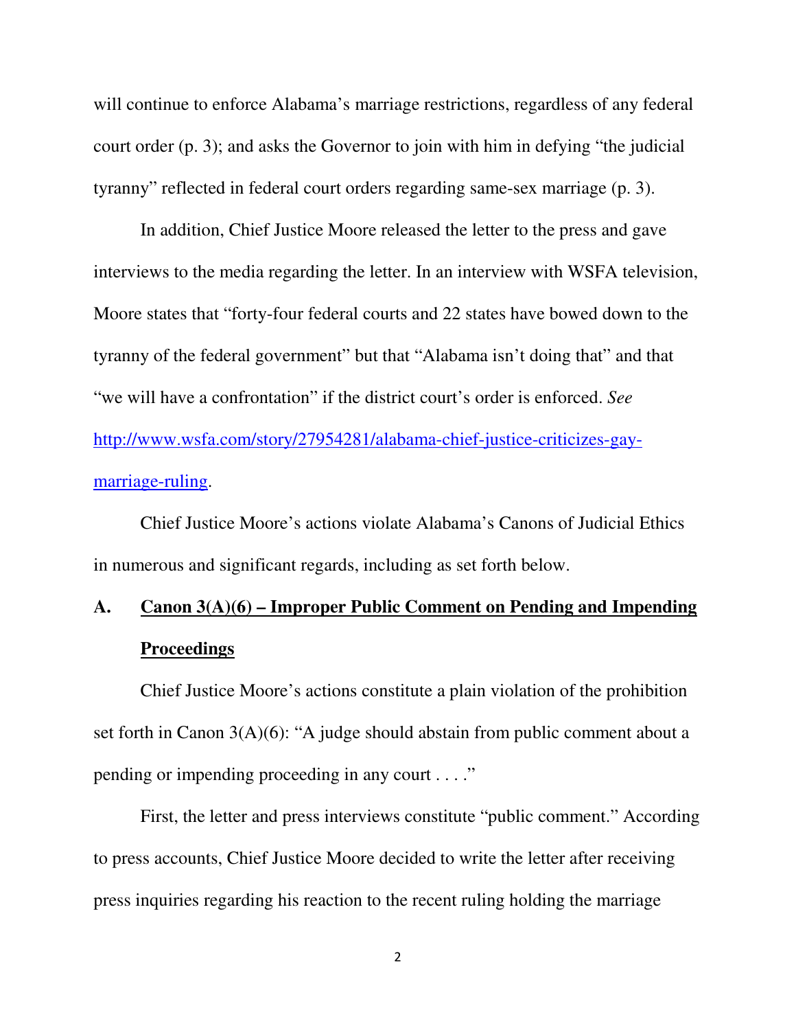will continue to enforce Alabama's marriage restrictions, regardless of any federal court order (p. 3); and asks the Governor to join with him in defying "the judicial tyranny" reflected in federal court orders regarding same-sex marriage (p. 3).

In addition, Chief Justice Moore released the letter to the press and gave interviews to the media regarding the letter. In an interview with WSFA television, Moore states that "forty-four federal courts and 22 states have bowed down to the tyranny of the federal government" but that "Alabama isn't doing that" and that "we will have a confrontation" if the district court's order is enforced. *See* [http://www.wsfa.com/story/27954281/alabama-chief-justice-criticizes-gay-marriage-ruling](http://www.wsfa.com/story/27954281/alabama-chief-justice-criticizes-gay-marriage-ruling).

Chief Justice Moore's actions violate Alabama's Canons of Judicial Ethics in numerous and significant regards, including as set forth below.

## A. Canon 3(A)(6) – Improper Public Comment on Pending and Impending Proceedings

Chief Justice Moore's actions constitute a plain violation of the prohibition set forth in Canon 3(A)(6): "A judge should abstain from public comment about a pending or impending proceeding in any court . . . ."

First, the letter and press interviews constitute "public comment." According to press accounts, Chief Justice Moore decided to write the letter after receiving press inquiries regarding his reaction to the recent ruling holding the marriage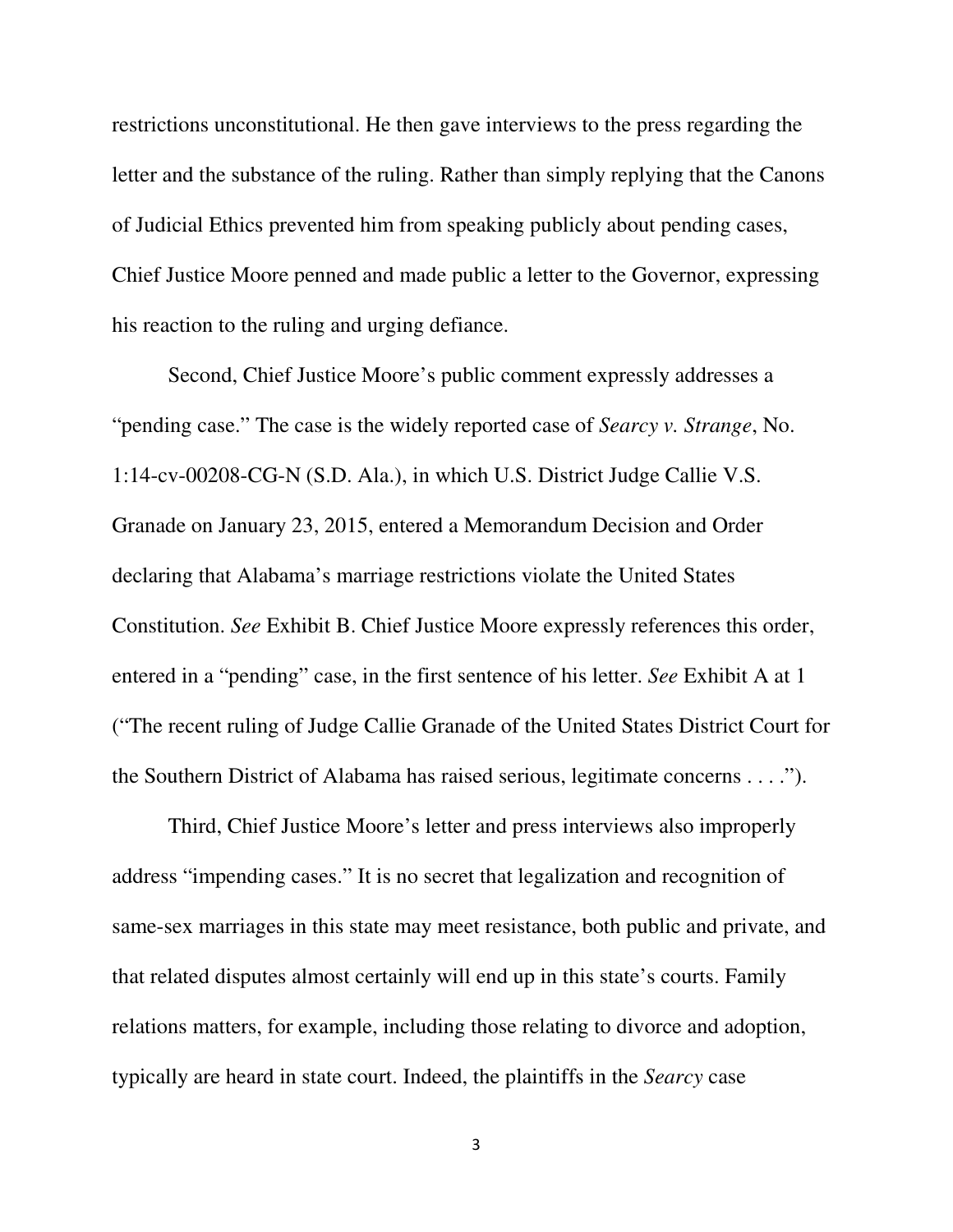restrictions unconstitutional. He then gave interviews to the press regarding the letter and the substance of the ruling. Rather than simply replying that the Canons of Judicial Ethics prevented him from speaking publicly about pending cases, Chief Justice Moore penned and made public a letter to the Governor, expressing his reaction to the ruling and urging defiance.

Second, Chief Justice Moore's public comment expressly addresses a "pending case." The case is the widely reported case of *Searcy v. Strange*, No. 1:14-cv-00208-CG-N (S.D. Ala.), in which U.S. District Judge Callie V.S. Granade on January 23, 2015, entered a Memorandum Decision and Order declaring that Alabama's marriage restrictions violate the United States Constitution. *See* Exhibit B. Chief Justice Moore expressly references this order, entered in a "pending" case, in the first sentence of his letter. *See* Exhibit A at 1 ("The recent ruling of Judge Callie Granade of the United States District Court for the Southern District of Alabama has raised serious, legitimate concerns . . . .").

Third, Chief Justice Moore's letter and press interviews also improperly address "impending cases." It is no secret that legalization and recognition of same-sex marriages in this state may meet resistance, both public and private, and that related disputes almost certainly will end up in this state's courts. Family relations matters, for example, including those relating to divorce and adoption, typically are heard in state court. Indeed, the plaintiffs in the *Searcy* case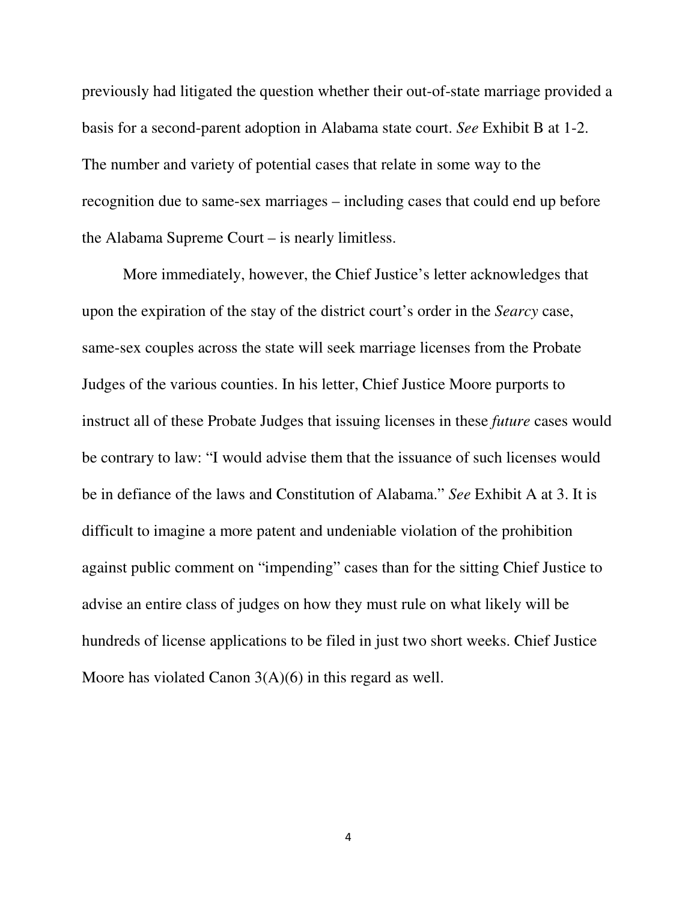previously had litigated the question whether their out-of-state marriage provided a basis for a second-parent adoption in Alabama state court. *See* Exhibit B at 1-2. The number and variety of potential cases that relate in some way to the recognition due to same-sex marriages – including cases that could end up before the Alabama Supreme Court – is nearly limitless.

More immediately, however, the Chief Justice's letter acknowledges that upon the expiration of the stay of the district court's order in the *Searcy* case, same-sex couples across the state will seek marriage licenses from the Probate Judges of the various counties. In his letter, Chief Justice Moore purports to instruct all of these Probate Judges that issuing licenses in these *future* cases would be contrary to law: "I would advise them that the issuance of such licenses would be in defiance of the laws and Constitution of Alabama." *See* Exhibit A at 3. It is difficult to imagine a more patent and undeniable violation of the prohibition against public comment on "impending" cases than for the sitting Chief Justice to advise an entire class of judges on how they must rule on what likely will be hundreds of license applications to be filed in just two short weeks. Chief Justice Moore has violated Canon 3(A)(6) in this regard as well.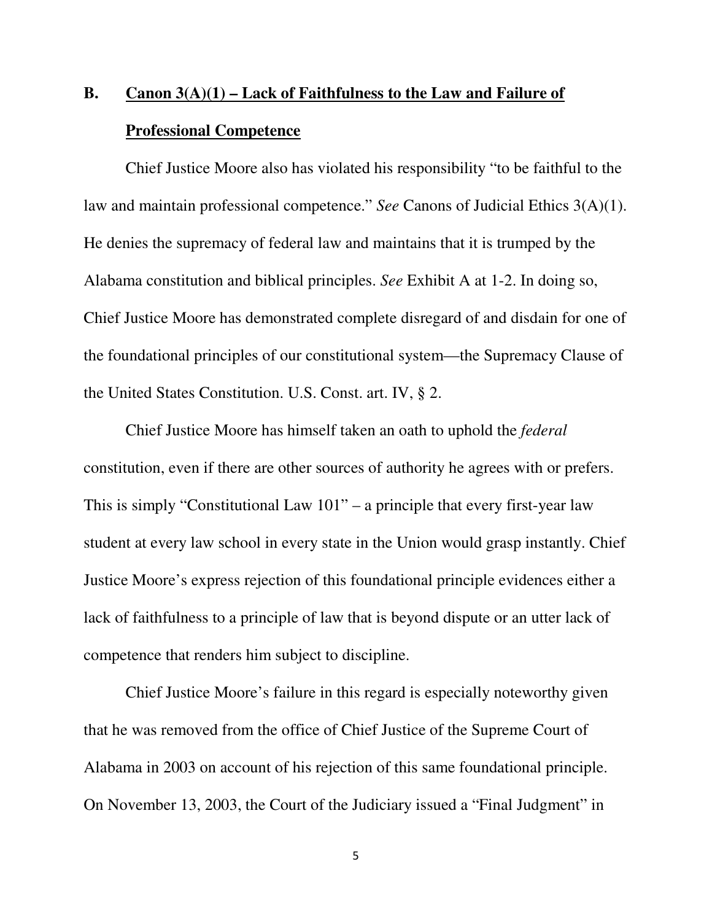### B. <u>Canon 3(A)(1) – Lack of Faithfulness to the Law and Failure of Professional Competence</u>

Chief Justice Moore also has violated his responsibility "to be faithful to the law and maintain professional competence." *See* Canons of Judicial Ethics 3(A)(1). He denies the supremacy of federal law and maintains that it is trumped by the Alabama constitution and biblical principles. *See* Exhibit A at 1-2. In doing so, Chief Justice Moore has demonstrated complete disregard of and disdain for one of the foundational principles of our constitutional system—the Supremacy Clause of the United States Constitution. U.S. Const. art. IV, § 2.

Chief Justice Moore has himself taken an oath to uphold the *federal* constitution, even if there are other sources of authority he agrees with or prefers. This is simply "Constitutional Law 101" – a principle that every first-year law student at every law school in every state in the Union would grasp instantly. Chief Justice Moore's express rejection of this foundational principle evidences either a lack of faithfulness to a principle of law that is beyond dispute or an utter lack of competence that renders him subject to discipline.

Chief Justice Moore's failure in this regard is especially noteworthy given that he was removed from the office of Chief Justice of the Supreme Court of Alabama in 2003 on account of his rejection of this same foundational principle. On November 13, 2003, the Court of the Judiciary issued a "Final Judgment" in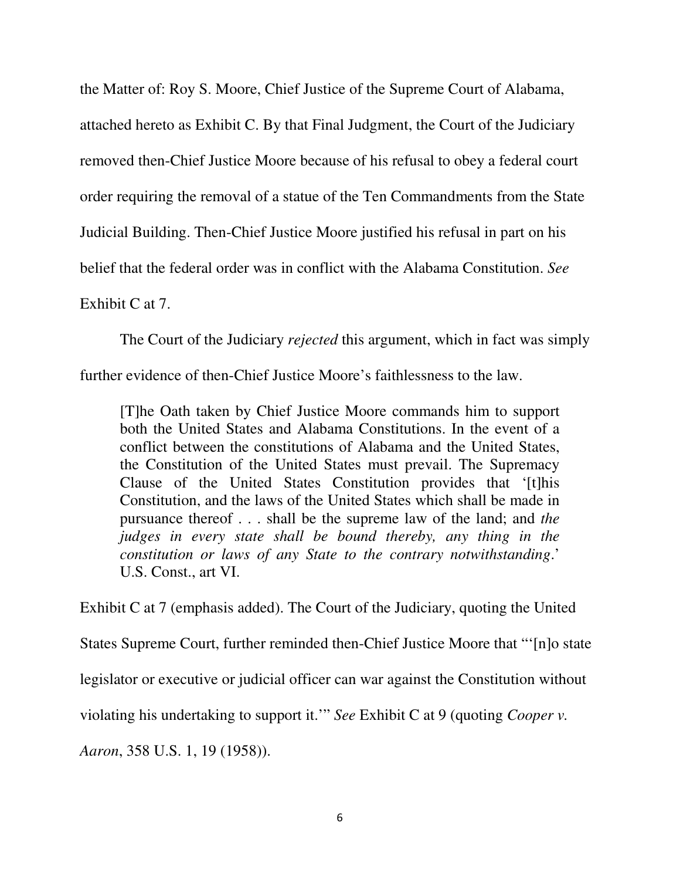the Matter of: Roy S. Moore, Chief Justice of the Supreme Court of Alabama, attached hereto as Exhibit C. By that Final Judgment, the Court of the Judiciary removed then-Chief Justice Moore because of his refusal to obey a federal court order requiring the removal of a statue of the Ten Commandments from the State Judicial Building. Then-Chief Justice Moore justified his refusal in part on his belief that the federal order was in conflict with the Alabama Constitution. *See* Exhibit C at 7.

The Court of the Judiciary *rejected* this argument, which in fact was simply further evidence of then-Chief Justice Moore's faithlessness to the law.

> [T]he Oath taken by Chief Justice Moore commands him to support both the United States and Alabama Constitutions. In the event of a conflict between the constitutions of Alabama and the United States, the Constitution of the United States must prevail. The Supremacy Clause of the United States Constitution provides that '[t]his Constitution, and the laws of the United States which shall be made in pursuance thereof . . . shall be the supreme law of the land; and *the judges in every state shall be bound thereby, any thing in the constitution or laws of any State to the contrary notwithstanding*.' U.S. Const., art VI.

Exhibit C at 7 (emphasis added). The Court of the Judiciary, quoting the United States Supreme Court, further reminded then-Chief Justice Moore that "'[n]o state legislator or executive or judicial officer can war against the Constitution without violating his undertaking to support it.'" *See* Exhibit C at 9 (quoting *Cooper v. Aaron*, 358 U.S. 1, 19 (1958)).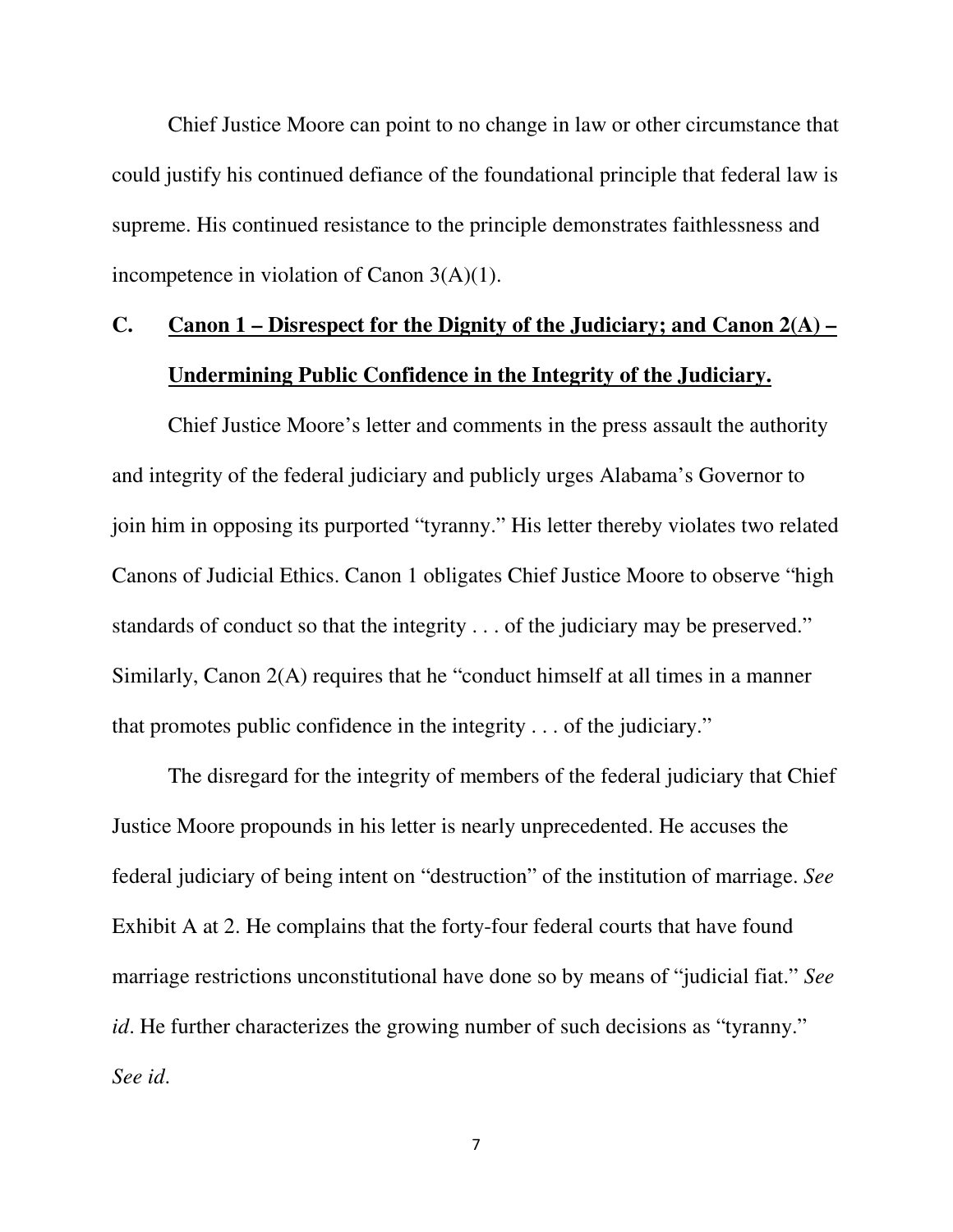Chief Justice Moore can point to no change in law or other circumstance that could justify his continued defiance of the foundational principle that federal law is supreme. His continued resistance to the principle demonstrates faithlessness and incompetence in violation of Canon 3(A)(1).

### C. <u>Canon 1 – Disrespect for the Dignity of the Judiciary; and Canon 2(A) – Undermining Public Confidence in the Integrity of the Judiciary.</u>

Chief Justice Moore's letter and comments in the press assault the authority and integrity of the federal judiciary and publicly urges Alabama's Governor to join him in opposing its purported "tyranny." His letter thereby violates two related Canons of Judicial Ethics. Canon 1 obligates Chief Justice Moore to observe "high standards of conduct so that the integrity . . . of the judiciary may be preserved." Similarly, Canon 2(A) requires that he "conduct himself at all times in a manner that promotes public confidence in the integrity . . . of the judiciary."

The disregard for the integrity of members of the federal judiciary that Chief Justice Moore propounds in his letter is nearly unprecedented. He accuses the federal judiciary of being intent on "destruction" of the institution of marriage. *See* Exhibit A at 2. He complains that the forty-four federal courts that have found marriage restrictions unconstitutional have done so by means of "judicial fiat." *See id*. He further characterizes the growing number of such decisions as "tyranny." *See id*.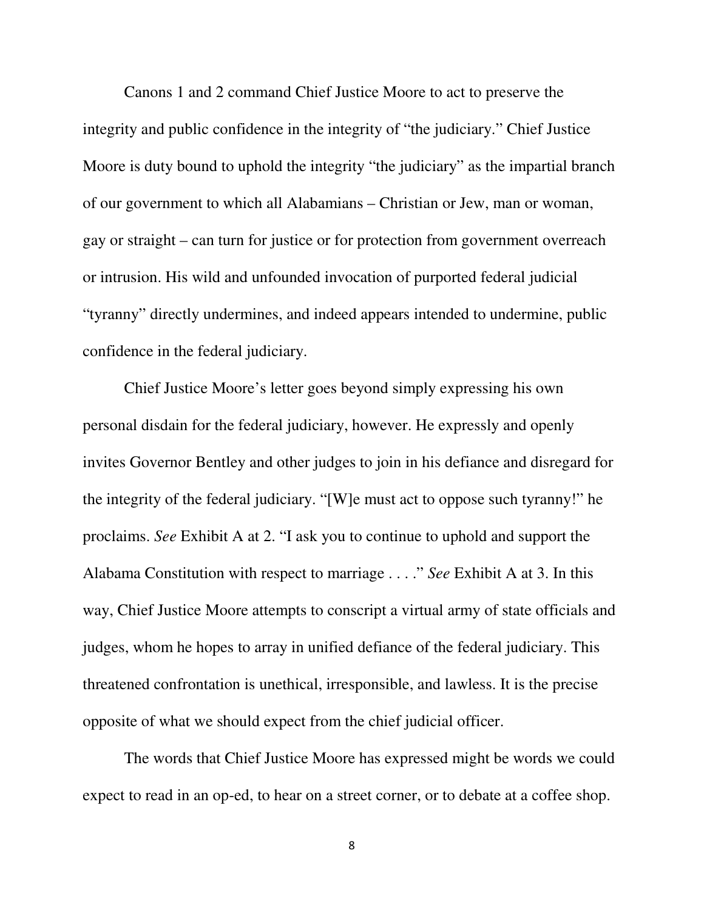Canons 1 and 2 command Chief Justice Moore to act to preserve the integrity and public confidence in the integrity of "the judiciary." Chief Justice Moore is duty bound to uphold the integrity "the judiciary" as the impartial branch of our government to which all Alabamians – Christian or Jew, man or woman, gay or straight – can turn for justice or for protection from government overreach or intrusion. His wild and unfounded invocation of purported federal judicial "tyranny" directly undermines, and indeed appears intended to undermine, public confidence in the federal judiciary.

Chief Justice Moore's letter goes beyond simply expressing his own personal disdain for the federal judiciary, however. He expressly and openly invites Governor Bentley and other judges to join in his defiance and disregard for the integrity of the federal judiciary. "[W]e must act to oppose such tyranny!" he proclaims. *See* Exhibit A at 2. "I ask you to continue to uphold and support the Alabama Constitution with respect to marriage . . . ." *See* Exhibit A at 3. In this way, Chief Justice Moore attempts to conscript a virtual army of state officials and judges, whom he hopes to array in unified defiance of the federal judiciary. This threatened confrontation is unethical, irresponsible, and lawless. It is the precise opposite of what we should expect from the chief judicial officer.

The words that Chief Justice Moore has expressed might be words we could expect to read in an op-ed, to hear on a street corner, or to debate at a coffee shop.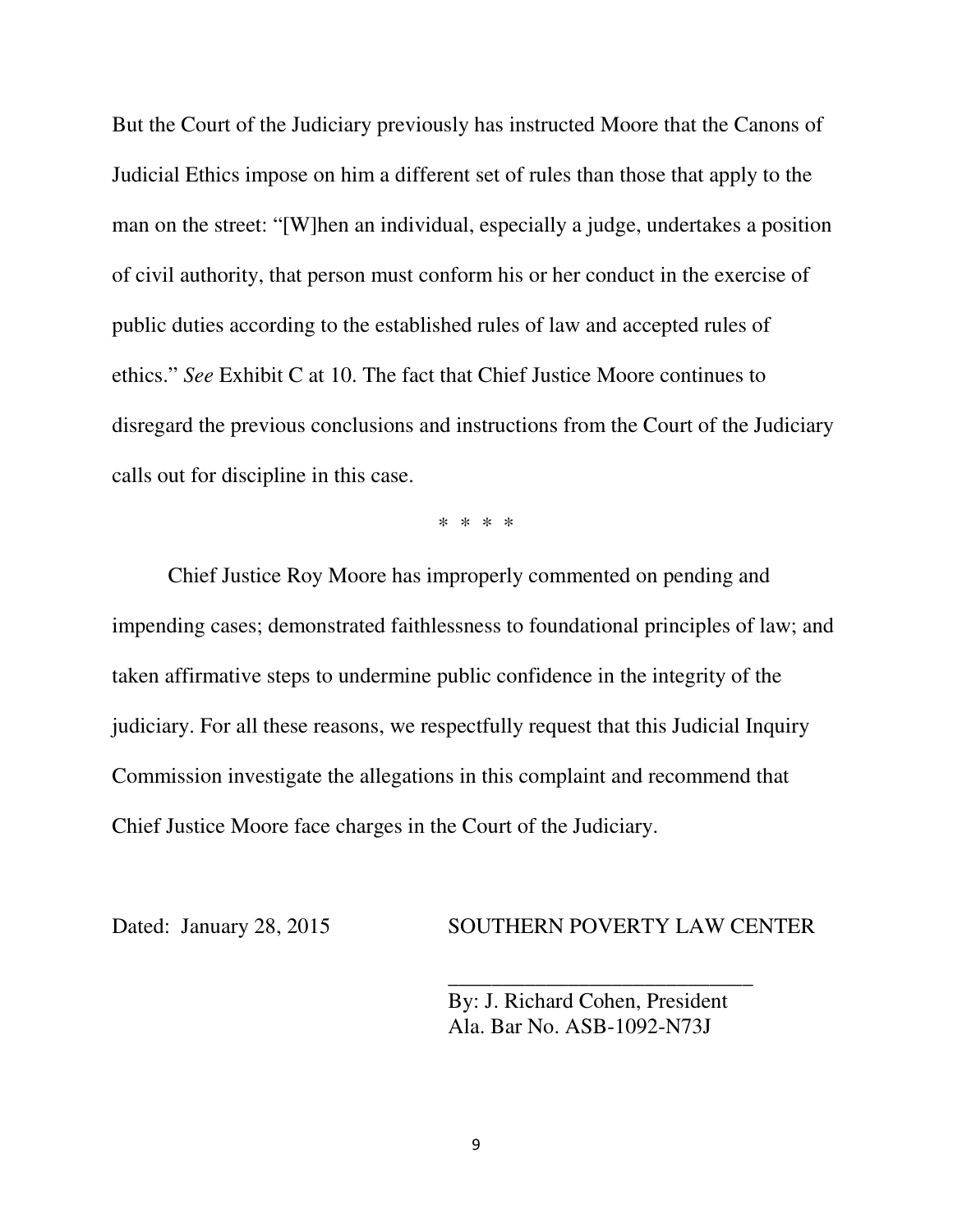But the Court of the Judiciary previously has instructed Moore that the Canons of Judicial Ethics impose on him a different set of rules than those that apply to the man on the street: "[W]hen an individual, especially a judge, undertakes a position of civil authority, that person must conform his or her conduct in the exercise of public duties according to the established rules of law and accepted rules of ethics." *See* Exhibit C at 10. The fact that Chief Justice Moore continues to disregard the previous conclusions and instructions from the Court of the Judiciary calls out for discipline in this case.

\* \* \* \*

Chief Justice Roy Moore has improperly commented on pending and impending cases; demonstrated faithlessness to foundational principles of law; and taken affirmative steps to undermine public confidence in the integrity of the judiciary. For all these reasons, we respectfully request that this Judicial Inquiry Commission investigate the allegations in this complaint and recommend that Chief Justice Moore face charges in the Court of the Judiciary.

Dated: January 28, 2015

SOUTHERN POVERTY LAW CENTER

____________________________

By: J. Richard Cohen, President
Ala. Bar No. ASB-1092-N73J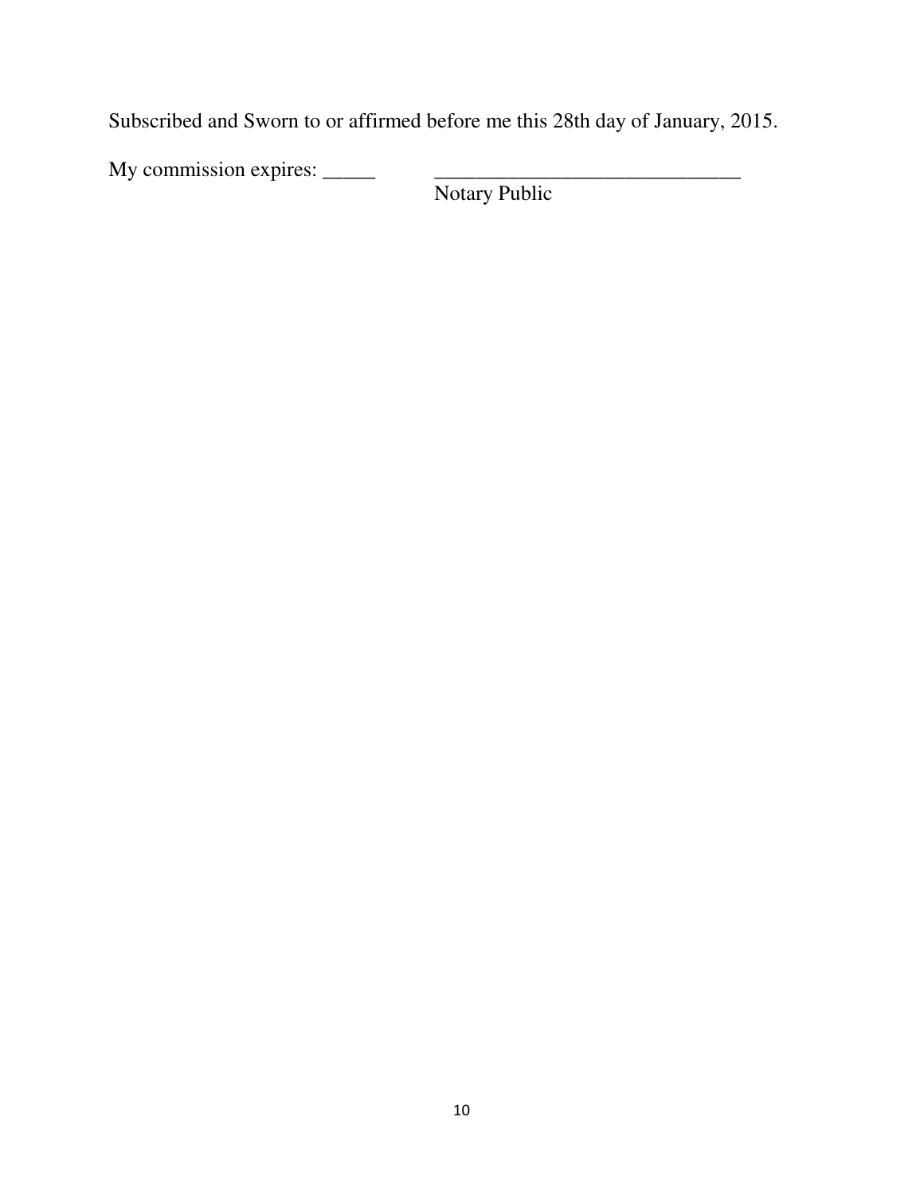Subscribed and Sworn to or affirmed before me this 28th day of January, 2015.

My commission expires: _____ _____________________________

Notary Public